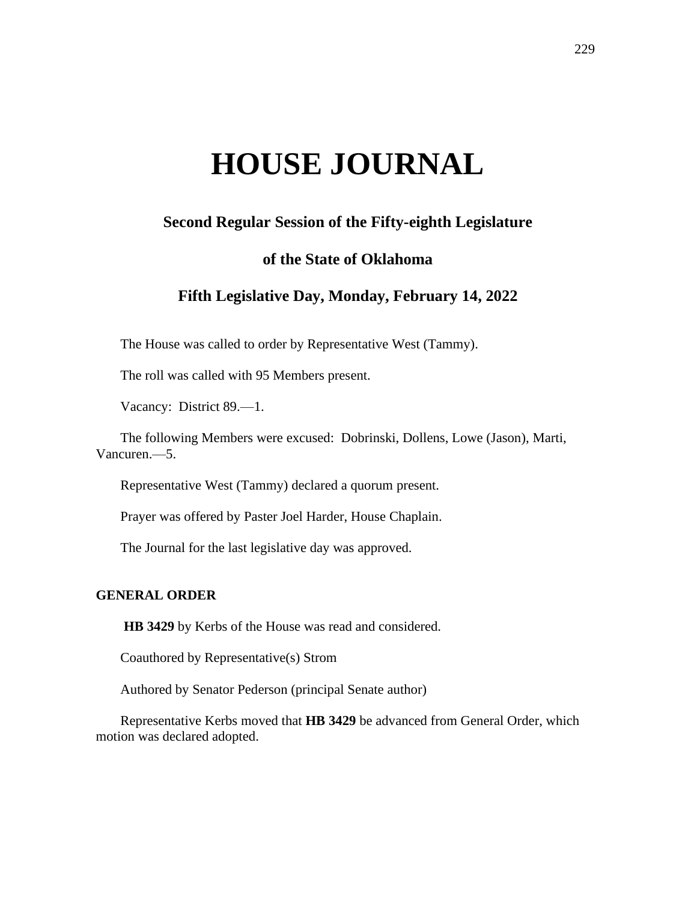# HOUSE JOURNAL

## Second Regular Session of the Fifty-eighth Legislature

## of the State of Oklahoma

## Fifth Legislative Day, Monday, February 14, 2022

The House was called to order by Representative West (Tammy).

The roll was called with 95 Members present.

Vacancy: District 89.—1.

The following Members were excused: Dobrinski, Dollens, Lowe (Jason), Marti, Vancuren.—5.

Representative West (Tammy) declared a quorum present.

Prayer was offered by Paster Joel Harder, House Chaplain.

The Journal for the last legislative day was approved.

**GENERAL ORDER**

**HB 3429** by Kerbs of the House was read and considered.

Coauthored by Representative(s) Strom

Authored by Senator Pederson (principal Senate author)

Representative Kerbs moved that **HB 3429** be advanced from General Order, which motion was declared adopted.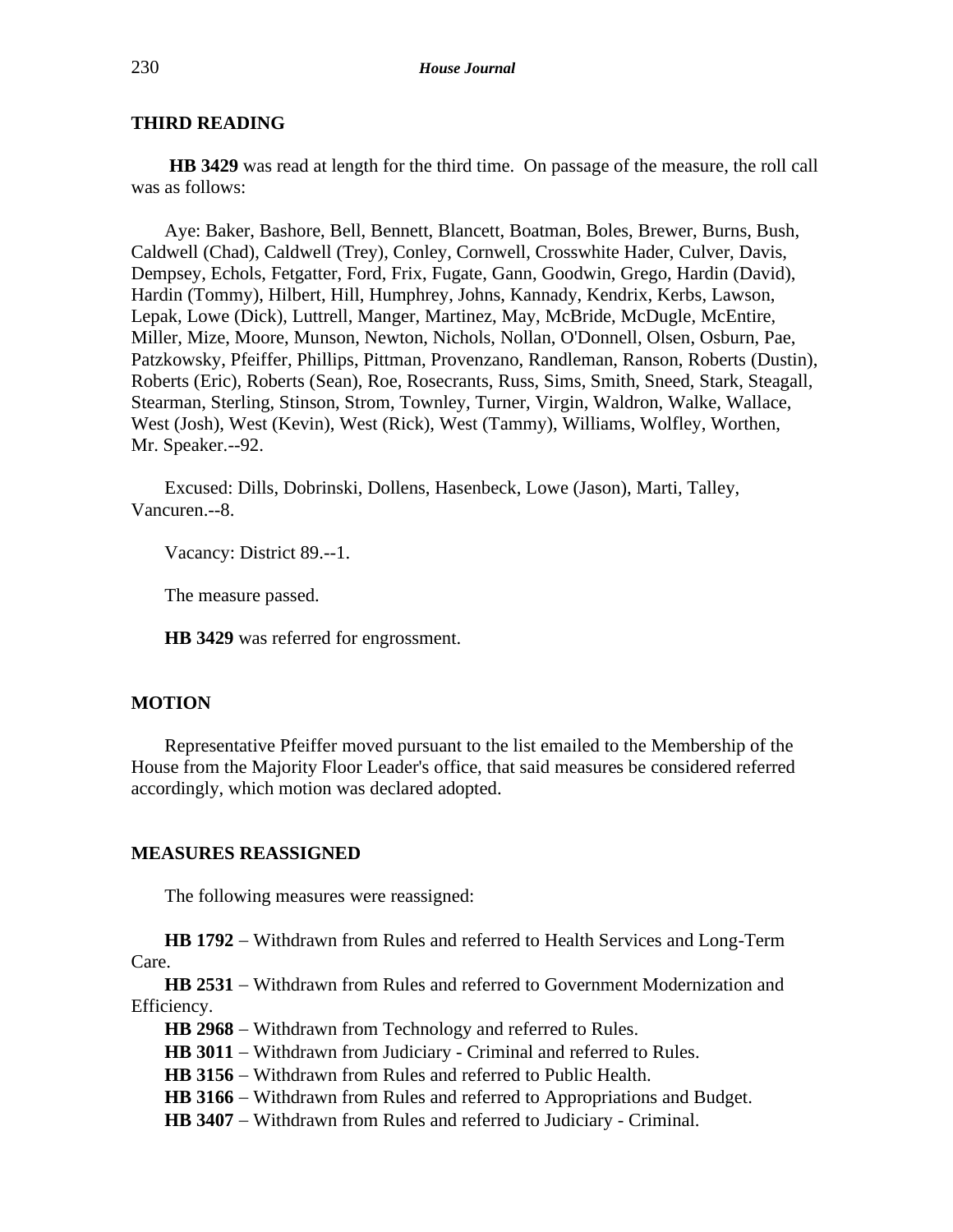## THIRD READING

**HB 3429** was read at length for the third time. On passage of the measure, the roll call was as follows:

Aye: Baker, Bashore, Bell, Bennett, Blancett, Boatman, Boles, Brewer, Burns, Bush, Caldwell (Chad), Caldwell (Trey), Conley, Cornwell, Crosswhite Hader, Culver, Davis, Dempsey, Echols, Fetgatter, Ford, Frix, Fugate, Gann, Goodwin, Grego, Hardin (David), Hardin (Tommy), Hilbert, Hill, Humphrey, Johns, Kannady, Kendrix, Kerbs, Lawson, Lepak, Lowe (Dick), Luttrell, Manger, Martinez, May, McBride, McDugle, McEntire, Miller, Mize, Moore, Munson, Newton, Nichols, Nollan, O'Donnell, Olsen, Osburn, Pae, Patzkowsky, Pfeiffer, Phillips, Pittman, Provenzano, Randleman, Ranson, Roberts (Dustin), Roberts (Eric), Roberts (Sean), Roe, Rosecrants, Russ, Sims, Smith, Sneed, Stark, Steagall, Stearman, Sterling, Stinson, Strom, Townley, Turner, Virgin, Waldron, Walke, Wallace, West (Josh), West (Kevin), West (Rick), West (Tammy), Williams, Wolfley, Worthen, Mr. Speaker.--92.

Excused: Dills, Dobrinski, Dollens, Hasenbeck, Lowe (Jason), Marti, Talley, Vancuren.--8.

Vacancy: District 89.--1.

The measure passed.

**HB 3429** was referred for engrossment.

## MOTION

Representative Pfeiffer moved pursuant to the list emailed to the Membership of the House from the Majority Floor Leader's office, that said measures be considered referred accordingly, which motion was declared adopted.

## MEASURES REASSIGNED

The following measures were reassigned:

**HB 1792** – Withdrawn from Rules and referred to Health Services and Long-Term Care.
**HB 2531** – Withdrawn from Rules and referred to Government Modernization and Efficiency.
**HB 2968** – Withdrawn from Technology and referred to Rules.
**HB 3011** – Withdrawn from Judiciary - Criminal and referred to Rules.
**HB 3156** – Withdrawn from Rules and referred to Public Health.
**HB 3166** – Withdrawn from Rules and referred to Appropriations and Budget.
**HB 3407** – Withdrawn from Rules and referred to Judiciary - Criminal.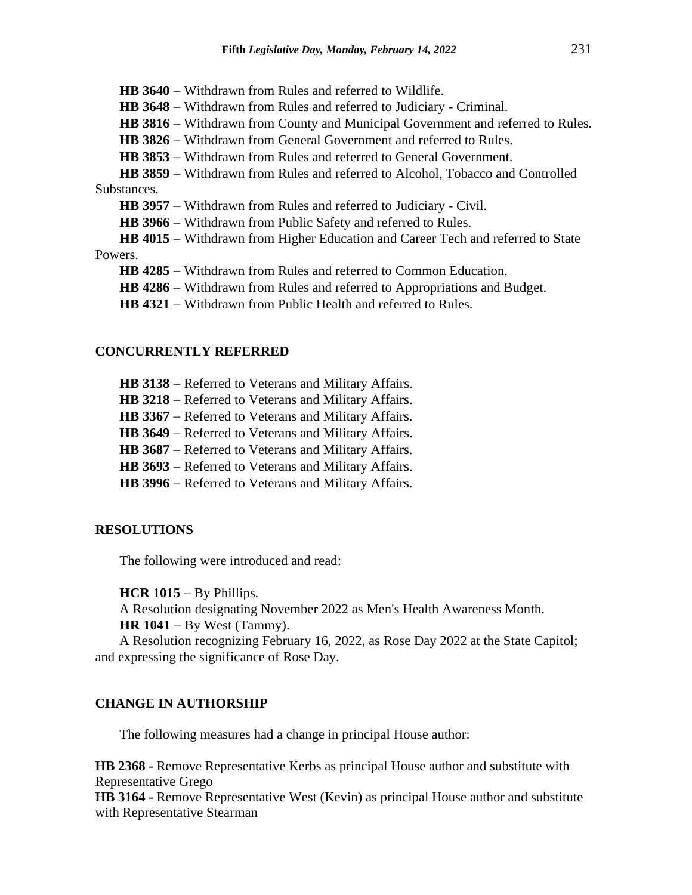**HB 3640** – Withdrawn from Rules and referred to Wildlife.

**HB 3648** – Withdrawn from Rules and referred to Judiciary - Criminal.

**HB 3816** – Withdrawn from County and Municipal Government and referred to Rules.

**HB 3826** – Withdrawn from General Government and referred to Rules.

**HB 3853** – Withdrawn from Rules and referred to General Government.

**HB 3859** – Withdrawn from Rules and referred to Alcohol, Tobacco and Controlled Substances.

**HB 3957** – Withdrawn from Rules and referred to Judiciary - Civil.

**HB 3966** – Withdrawn from Public Safety and referred to Rules.

**HB 4015** – Withdrawn from Higher Education and Career Tech and referred to State Powers.

**HB 4285** – Withdrawn from Rules and referred to Common Education.

**HB 4286** – Withdrawn from Rules and referred to Appropriations and Budget.

**HB 4321** – Withdrawn from Public Health and referred to Rules.

## CONCURRENTLY REFERRED

**HB 3138** – Referred to Veterans and Military Affairs.

**HB 3218** – Referred to Veterans and Military Affairs.

**HB 3367** – Referred to Veterans and Military Affairs.

**HB 3649** – Referred to Veterans and Military Affairs.

**HB 3687** – Referred to Veterans and Military Affairs.

**HB 3693** – Referred to Veterans and Military Affairs.

**HB 3996** – Referred to Veterans and Military Affairs.

## RESOLUTIONS

The following were introduced and read:

**HCR 1015** – By Phillips.

A Resolution designating November 2022 as Men's Health Awareness Month.

**HR 1041** – By West (Tammy).

A Resolution recognizing February 16, 2022, as Rose Day 2022 at the State Capitol; and expressing the significance of Rose Day.

## CHANGE IN AUTHORSHIP

The following measures had a change in principal House author:

**HB 2368 -** Remove Representative Kerbs as principal House author and substitute with Representative Grego

**HB 3164 -** Remove Representative West (Kevin) as principal House author and substitute with Representative Stearman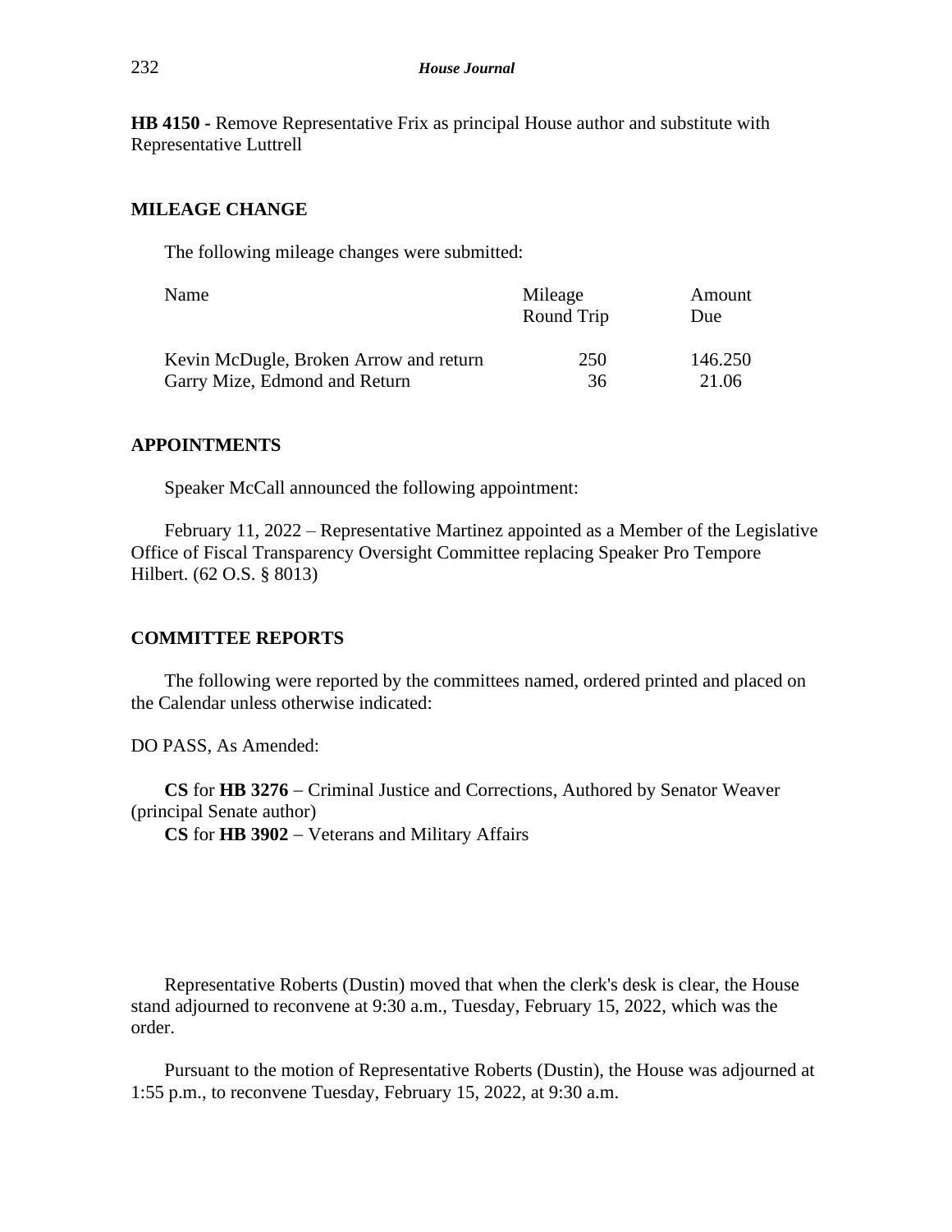**HB 4150 -** Remove Representative Frix as principal House author and substitute with Representative Luttrell

## MILEAGE CHANGE

The following mileage changes were submitted:

| Name | Mileage Round Trip | Amount Due |
|---|---|---|
| Kevin McDugle, Broken Arrow and return | 250 | 146.250 |
| Garry Mize, Edmond and Return | 36 | 21.06 |

## APPOINTMENTS

Speaker McCall announced the following appointment:

February 11, 2022 – Representative Martinez appointed as a Member of the Legislative Office of Fiscal Transparency Oversight Committee replacing Speaker Pro Tempore Hilbert. (62 O.S. § 8013)

## COMMITTEE REPORTS

The following were reported by the committees named, ordered printed and placed on the Calendar unless otherwise indicated:

DO PASS, As Amended:

**CS** for **HB 3276** – Criminal Justice and Corrections, Authored by Senator Weaver (principal Senate author)

**CS** for **HB 3902** – Veterans and Military Affairs

Representative Roberts (Dustin) moved that when the clerk's desk is clear, the House stand adjourned to reconvene at 9:30 a.m., Tuesday, February 15, 2022, which was the order.

Pursuant to the motion of Representative Roberts (Dustin), the House was adjourned at 1:55 p.m., to reconvene Tuesday, February 15, 2022, at 9:30 a.m.